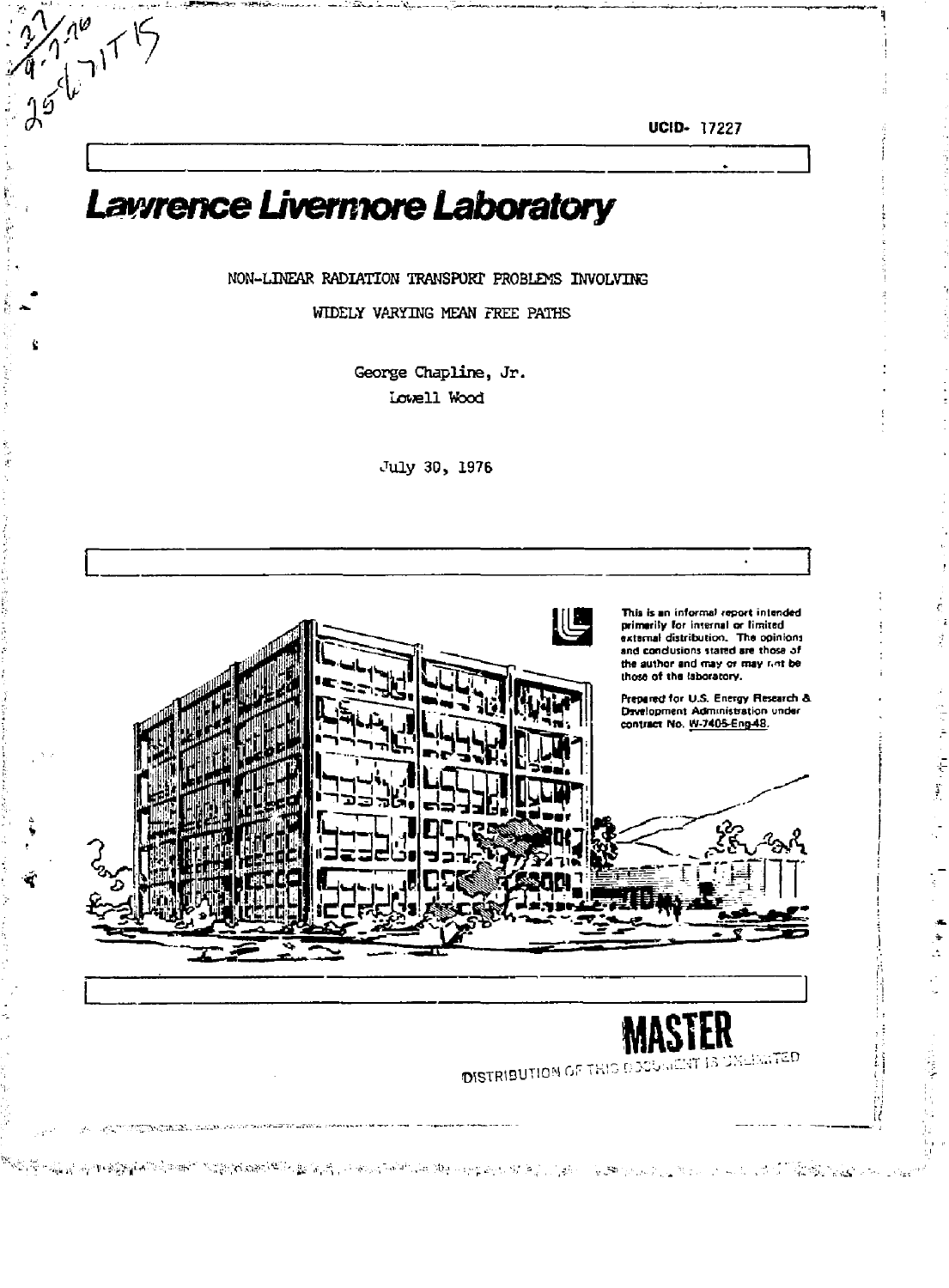UCID- 17227

# Lawrence Livermore Laboratory

NON-LINEAR RADIATION TRANSPORT PROBLEMS INVOLVING WIDELY VARYING MEAN FREE PATHS

George Chapline, Jr.
Lowell Wood

July 30, 1976

This is an informal report intended primarily for internal or limited external distribution. The opinions and conclusions stated are those of the author and may or may not be those of the laboratory.

Prepared for U.S. Energy Research & Development Administration under contract No. W-7405-Eng-48.

**MASTER**

DISTRIBUTION OF THIS DOCUMENT IS UNLIMITED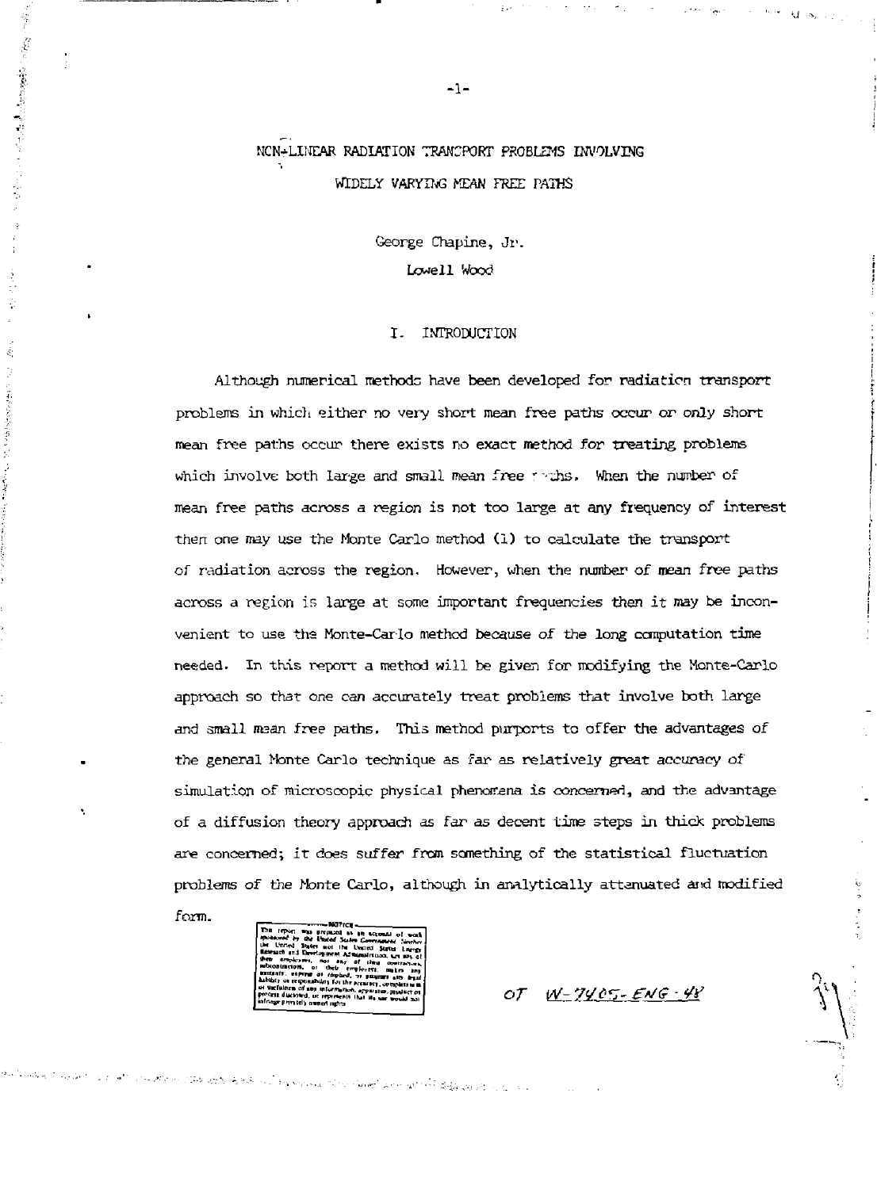# NON-LINEAR RADIATION TRANSPORT PROBLEMS INVOLVING WIDELY VARYING MEAN FREE PATHS

George Chapine, Jr.

Lowell Wood

## I. INTRODUCTION

Although numerical methods have been developed for radiation transport problems in which either no very short mean free paths occur or only short mean free paths occur there exists no exact method for treating problems which involve both large and small mean free paths. When the number of mean free paths across a region is not too large at any frequency of interest then one may use the Monte Carlo method (1) to calculate the transport of radiation across the region. However, when the number of mean free paths across a region is large at some important frequencies then it may be inconvenient to use the Monte-Carlo method because of the long computation time needed. In this report a method will be given for modifying the Monte-Carlo approach so that one can accurately treat problems that involve both large and small mean free paths. This method purports to offer the advantages of the general Monte Carlo technique as far as relatively great accuracy of simulation of microscopic physical phenomena is concerned, and the advantage of a diffusion theory approach as far as decent time steps in thick problems are concerned; it does suffer from something of the statistical fluctuation problems of the Monte Carlo, although in analytically attenuated and modified form.

NOTICE

This report was prepared as an account of work sponsored by the United States Government. Neither the United States nor the United States Energy Research and Development Administration, nor any of their employees, nor any of their contractors, subcontractors, or their employees, makes any warranty, express or implied, or assumes any legal liability or responsibility for the accuracy, completeness or usefulness of any information, apparatus, product or process disclosed, or represents that its use would not infringe privately owned rights.

W-7405-ENG-48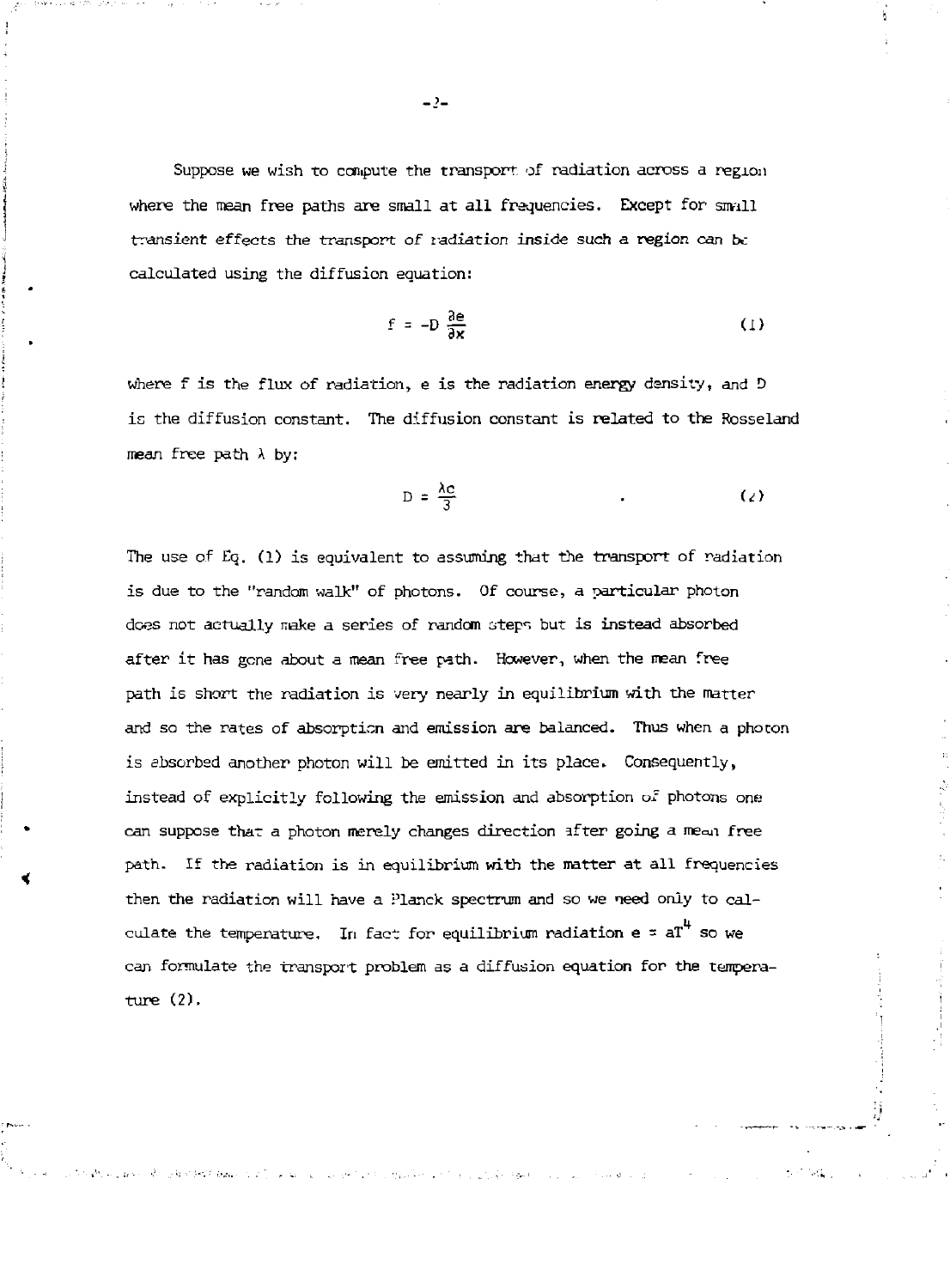Suppose we wish to compute the transport of radiation across a region where the mean free paths are small at all frequencies. Except for small transient effects the transport of radiation inside such a region can be calculated using the diffusion equation:

$$f = -D \frac{\partial e}{\partial x} \tag{1}$$

where f is the flux of radiation, e is the radiation energy density, and D is the diffusion constant. The diffusion constant is related to the Rosseland mean free path $\lambda$ by:

$$D = \frac{\lambda c}{3} \tag{2}$$

The use of Eq. (1) is equivalent to assuming that the transport of radiation is due to the "random walk" of photons. Of course, a particular photon does not actually make a series of random steps but is instead absorbed after it has gone about a mean free path. However, when the mean free path is short the radiation is very nearly in equilibrium with the matter and so the rates of absorption and emission are balanced. Thus when a photon is absorbed another photon will be emitted in its place. Consequently, instead of explicitly following the emission and absorption of photons one can suppose that a photon merely changes direction after going a mean free path. If the radiation is in equilibrium with the matter at all frequencies then the radiation will have a Planck spectrum and so we need only to calculate the temperature. In fact for equilibrium radiation $e = aT^4$ so we can formulate the transport problem as a diffusion equation for the temperature (2).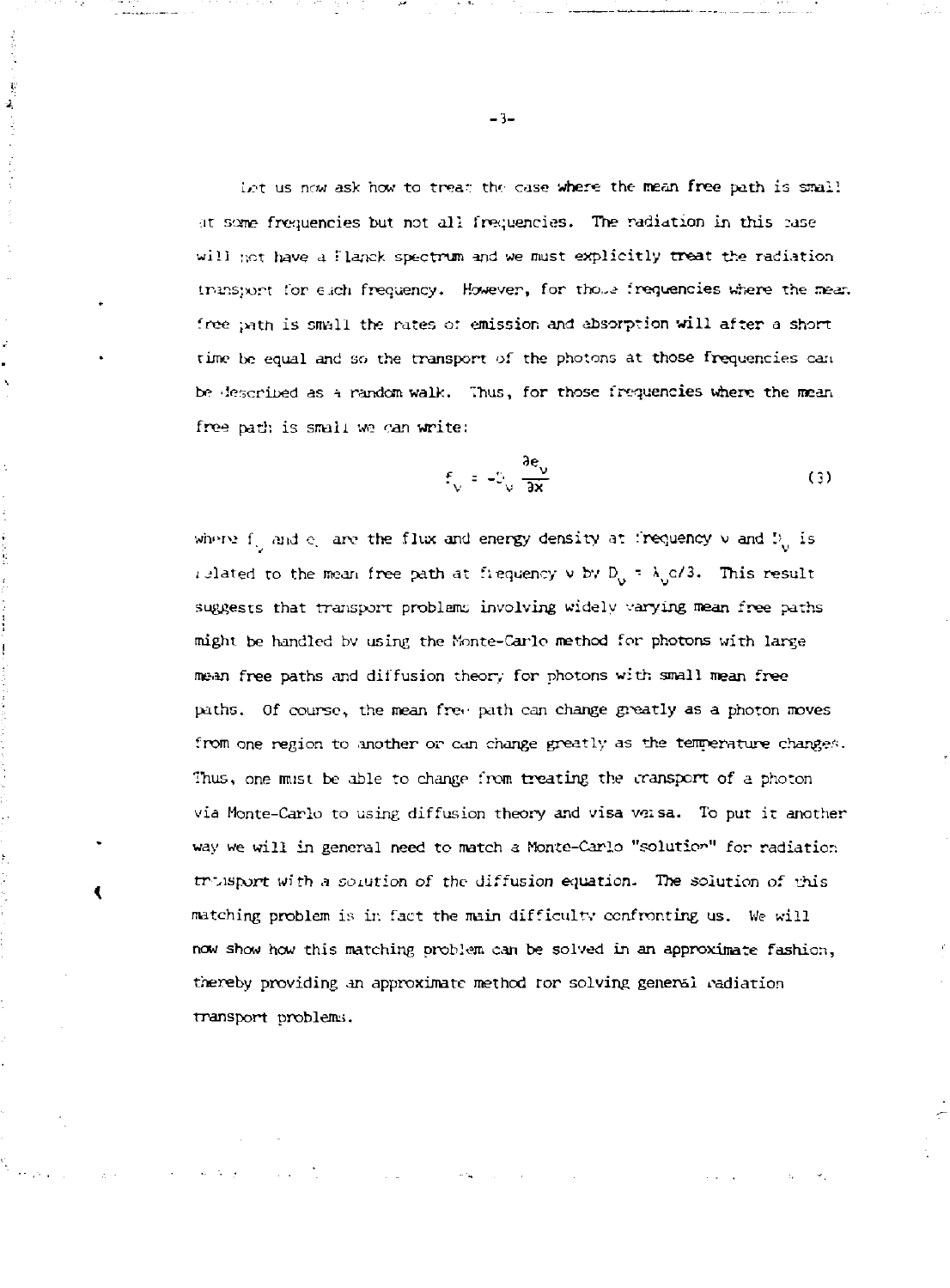Let us now ask how to treat the case where the mean free path is small at some frequencies but not all frequencies. The radiation in this case will not have a Planck spectrum and we must explicitly treat the radiation transport for each frequency. However, for those frequencies where the mean free path is small the rates of emission and absorption will after a short time be equal and so the transport of the photons at those frequencies can be described as a random walk. Thus, for those frequencies where the mean free path is small we can write:

$$f_\nu = -D_\nu \frac{\partial e_\nu}{\partial x} \tag{3}$$

where $f_\nu$ and $e_\nu$ are the flux and energy density at frequency $\nu$ and $D_\nu$ is related to the mean free path at frequency $\nu$ by $D_\nu = \lambda_\nu c/3$. This result suggests that transport problems involving widely varying mean free paths might be handled by using the Monte-Carlo method for photons with large mean free paths and diffusion theory for photons with small mean free paths. Of course, the mean free path can change greatly as a photon moves from one region to another or can change greatly as the temperature changes. Thus, one must be able to change from treating the transport of a photon via Monte-Carlo to using diffusion theory and visa versa. To put it another way we will in general need to match a Monte-Carlo "solution" for radiation transport with a solution of the diffusion equation. The solution of this matching problem is in fact the main difficulty confronting us. We will now show how this matching problem can be solved in an approximate fashion, thereby providing an approximate method for solving general radiation transport problems.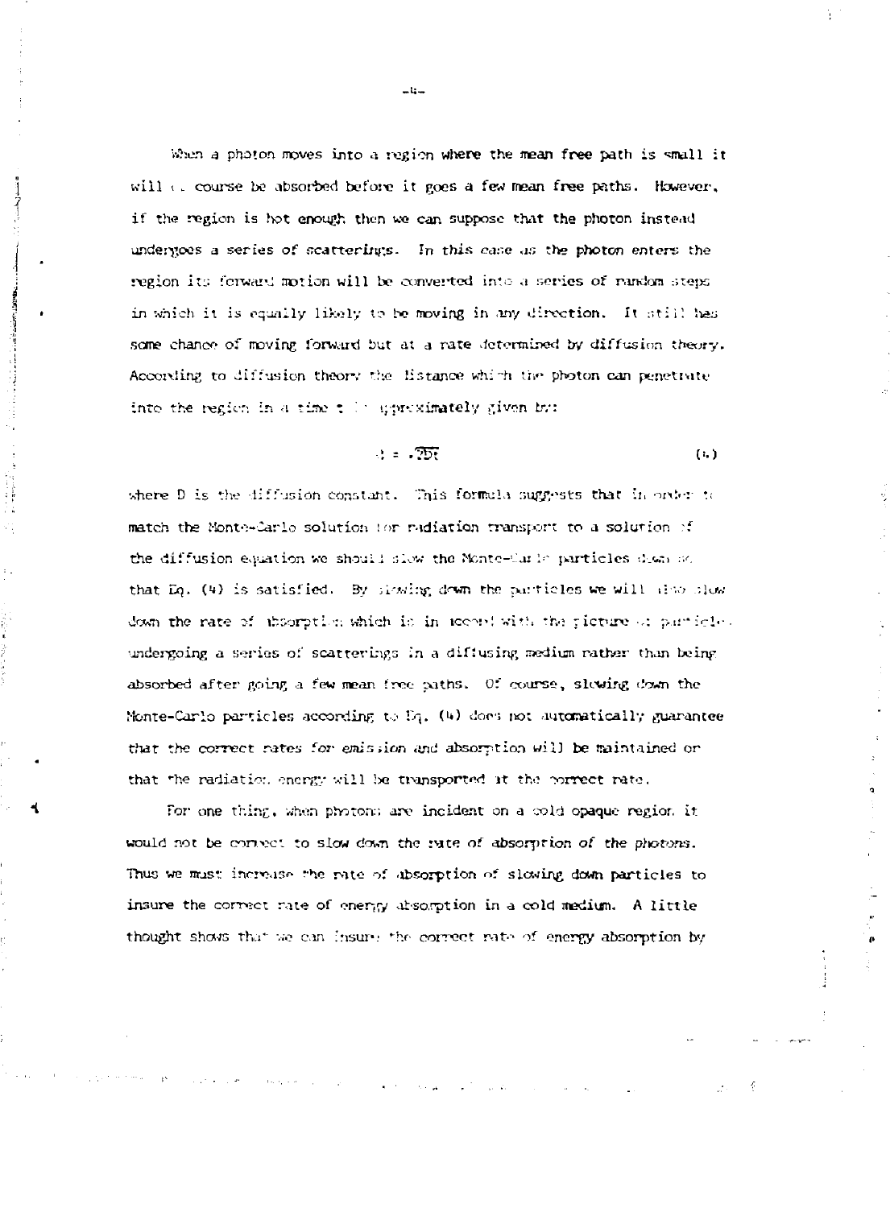When a photon moves into a region where the mean free path is small it will of course be absorbed before it goes a few mean free paths. However, if the region is hot enough then we can suppose that the photon instead undergoes a series of scatterings. In this case as the photon enters the region its forward motion will be converted into a series of random steps in which it is equally likely to be moving in any direction. It still has some chance of moving forward but at a rate determined by diffusion theory. According to diffusion theory the distance which the photon can penetrate into the region in a time $t$ is approximately given by:

$$d = \sqrt{Dt} \tag{4}$$

where D is the diffusion constant. This formula suggests that in order to match the Monte-Carlo solution for radiation transport to a solution of the diffusion equation we should slow the Monte-Carlo particles down so that Eq. (4) is satisfied. By slowing down the particles we will also slow down the rate of absorption which is in accord with the picture of particles undergoing a series of scatterings in a diffusing medium rather than being absorbed after going a few mean free paths. Of course, slowing down the Monte-Carlo particles according to Eq. (4) does not automatically guarantee that the correct rates for emission and absorption will be maintained or that the radiation energy will be transported at the correct rate.

For one thing, when photons are incident on a cold opaque region it would not be correct to slow down the rate of absorption of the photons. Thus we must increase the rate of absorption of slowing down particles to insure the correct rate of energy absorption in a cold medium. A little thought shows that we can insure the correct rate of energy absorption by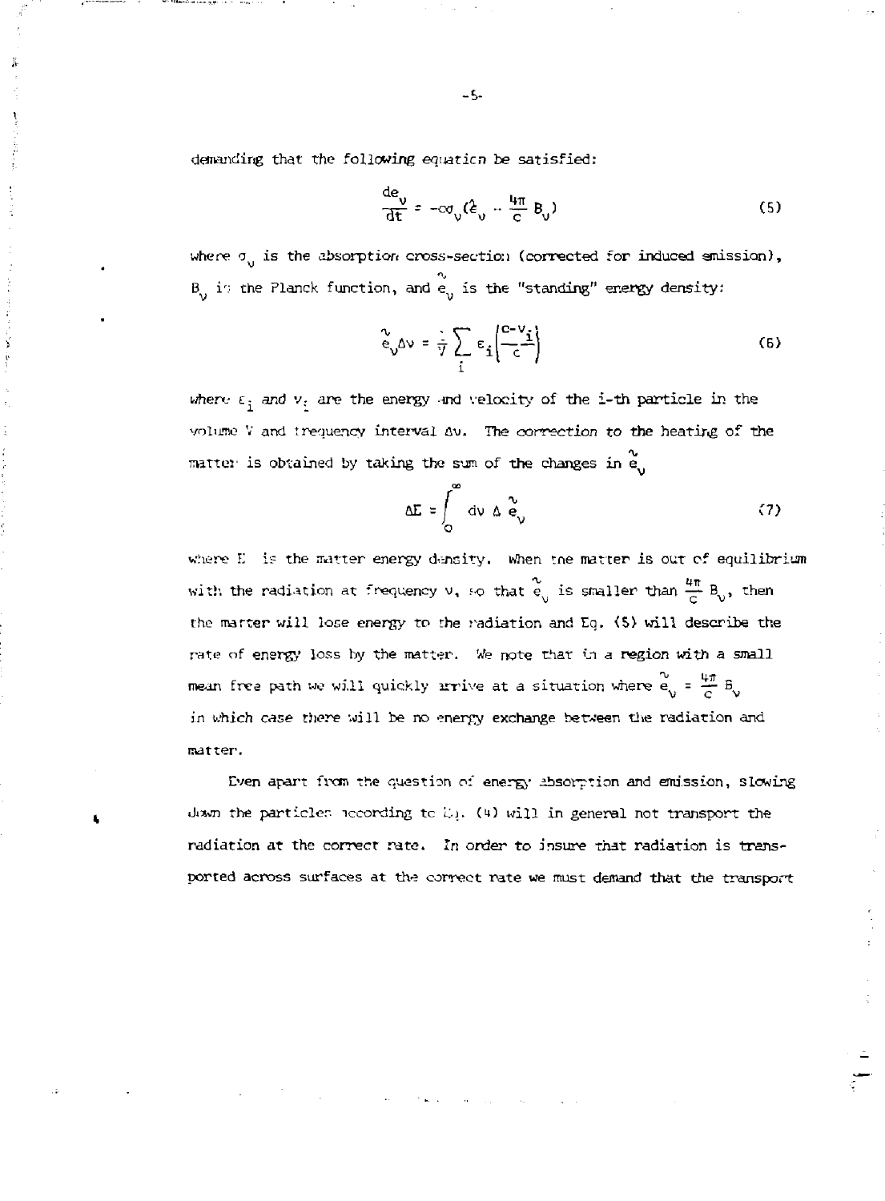demanding that the following equation be satisfied:

$$\frac{de_\nu}{dt} = -c\sigma_\nu(\tilde{e}_\nu - \frac{4\pi}{c} B_\nu) \tag{5}$$

where $\sigma_\nu$ is the absorption cross-section (corrected for induced emission), $B_\nu$ is the Planck function, and $\tilde{e}_\nu$ is the "standing" energy density:

$$\tilde{e}_\nu \Delta\nu = \frac{1}{V} \sum_i \varepsilon_i \left(\frac{c-v_i}{c}\right) \tag{6}$$

where $\varepsilon_i$ and $v_i$ are the energy and velocity of the i-th particle in the volume V and frequency interval $\Delta\nu$. The correction to the heating of the matter is obtained by taking the sum of the changes in $\tilde{e}_\nu$

$$\Delta E = \int_0^\infty d\nu \, \Delta \tilde{e}_\nu \tag{7}$$

where E is the matter energy density. When the matter is out of equilibrium with the radiation at frequency $\nu$, so that $\tilde{e}_\nu$ is smaller than $\frac{4\pi}{c} B_\nu$, then the matter will lose energy to the radiation and Eq. (5) will describe the rate of energy loss by the matter. We note that in a region with a small mean free path we will quickly arrive at a situation where $\tilde{e}_\nu = \frac{4\pi}{c} B_\nu$ in which case there will be no energy exchange between the radiation and matter.

Even apart from the question of energy absorption and emission, slowing down the particles according to Eq. (4) will in general not transport the radiation at the correct rate. In order to insure that radiation is transported across surfaces at the correct rate we must demand that the transport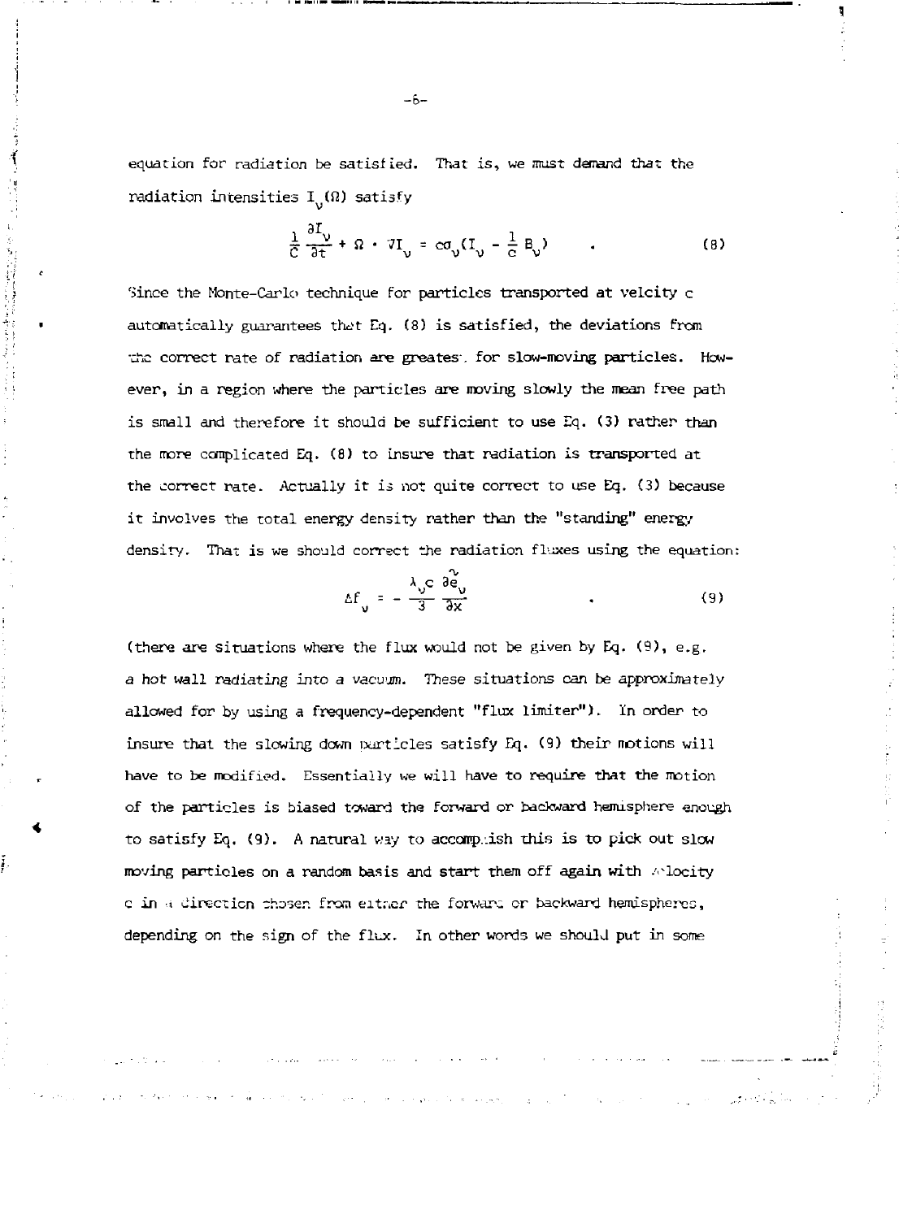equation for radiation be satisfied. That is, we must demand that the radiation intensities $I_\nu(\Omega)$ satisfy

$$\frac{1}{c}\frac{\partial I_\nu}{\partial t} + \Omega \cdot \nabla I_\nu = c\sigma_\nu(I_\nu - \frac{1}{c} B_\nu) \qquad . \tag{8}$$

Since the Monte-Carlo technique for particles transported at velcity c automatically guarantees that Eq. (8) is satisfied, the deviations from the correct rate of radiation are greatest for slow-moving particles. However, in a region where the particles are moving slowly the mean free path is small and therefore it should be sufficient to use Eq. (3) rather than the more complicated Eq. (8) to insure that radiation is transported at the correct rate. Actually it is not quite correct to use Eq. (3) because it involves the total energy density rather than the "standing" energy density. That is we should correct the radiation fluxes using the equation:

$$\Delta f_\nu = -\frac{\lambda_\nu c}{3}\frac{\partial \tilde{e}_\nu}{\partial x} \qquad . \tag{9}$$

(there are situations where the flux would not be given by Eq. (9), e.g. a hot wall radiating into a vacuum. These situations can be approximately allowed for by using a frequency-dependent "flux limiter"). In order to insure that the slowing down particles satisfy Eq. (9) their motions will have to be modified. Essentially we will have to require that the motion of the particles is biased toward the forward or backward hemisphere enough to satisfy Eq. (9). A natural way to accomplish this is to pick out slow moving particles on a random basis and start them off again with velocity c in a direction chosen from either the forward or backward hemispheres, depending on the sign of the flux. In other words we should put in some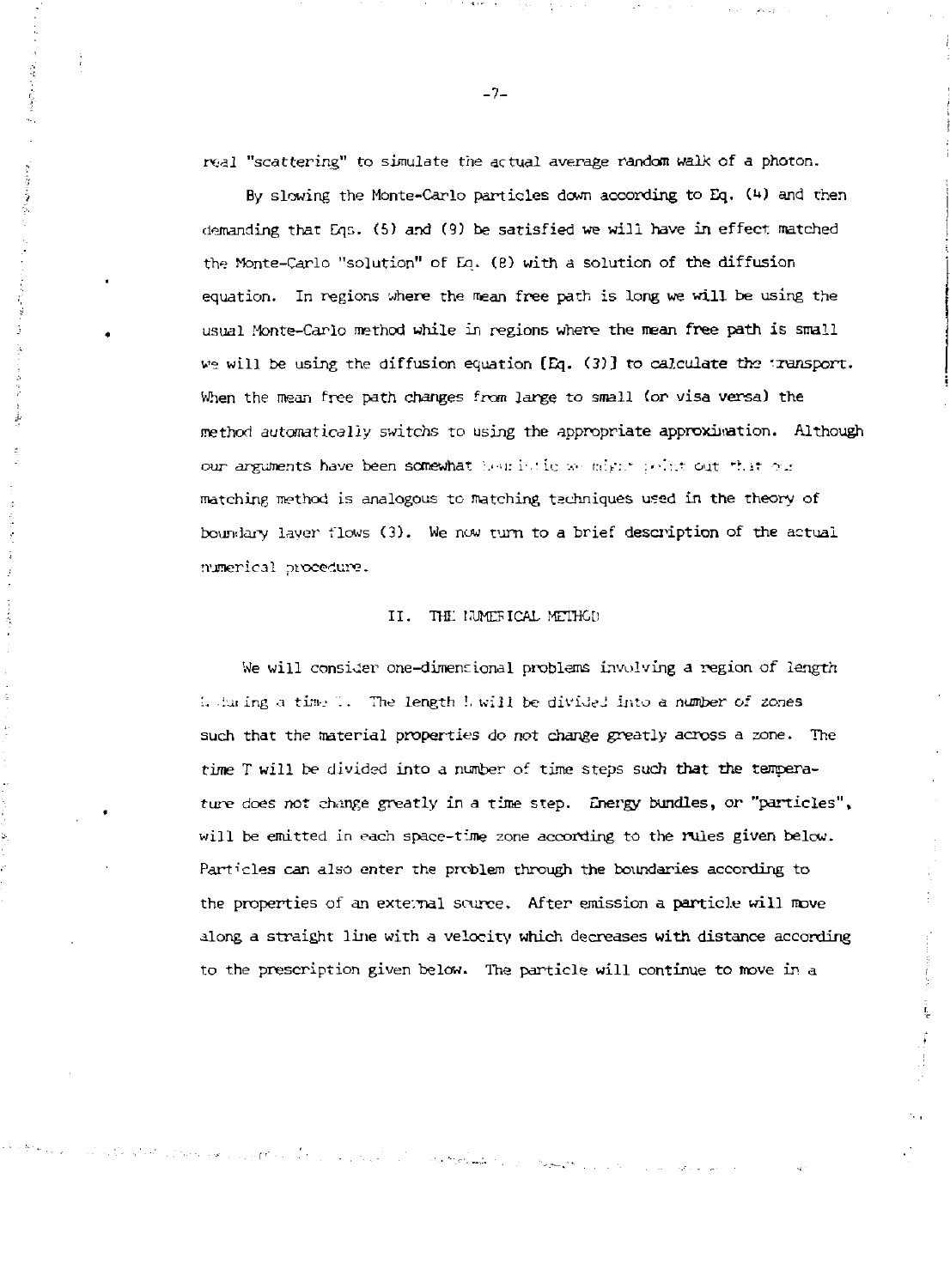real "scattering" to simulate the actual average random walk of a photon.

By slowing the Monte-Carlo particles down according to Eq. (4) and then demanding that Eqs. (5) and (9) be satisfied we will have in effect matched the Monte-Carlo "solution" of Eq. (8) with a solution of the diffusion equation. In regions where the mean free path is long we will be using the usual Monte-Carlo method while in regions where the mean free path is small we will be using the diffusion equation [Eq. (3)] to calculate the transport. When the mean free path changes from large to small (or visa versa) the method automatically switchs to using the appropriate approximation. Although our arguments have been somewhat heuristic we might point out that our matching method is analogous to matching techniques used in the theory of boundary layer flows (3). We now turn to a brief description of the actual numerical procedure.

## II. THE NUMERICAL METHOD

We will consider one-dimensional problems involving a region of length L during a time T. The length L will be divided into a number of zones such that the material properties do not change greatly across a zone. The time T will be divided into a number of time steps such that the temperature does not change greatly in a time step. Energy bundles, or "particles", will be emitted in each space-time zone according to the rules given below. Particles can also enter the problem through the boundaries according to the properties of an external source. After emission a particle will move along a straight line with a velocity which decreases with distance according to the prescription given below. The particle will continue to move in a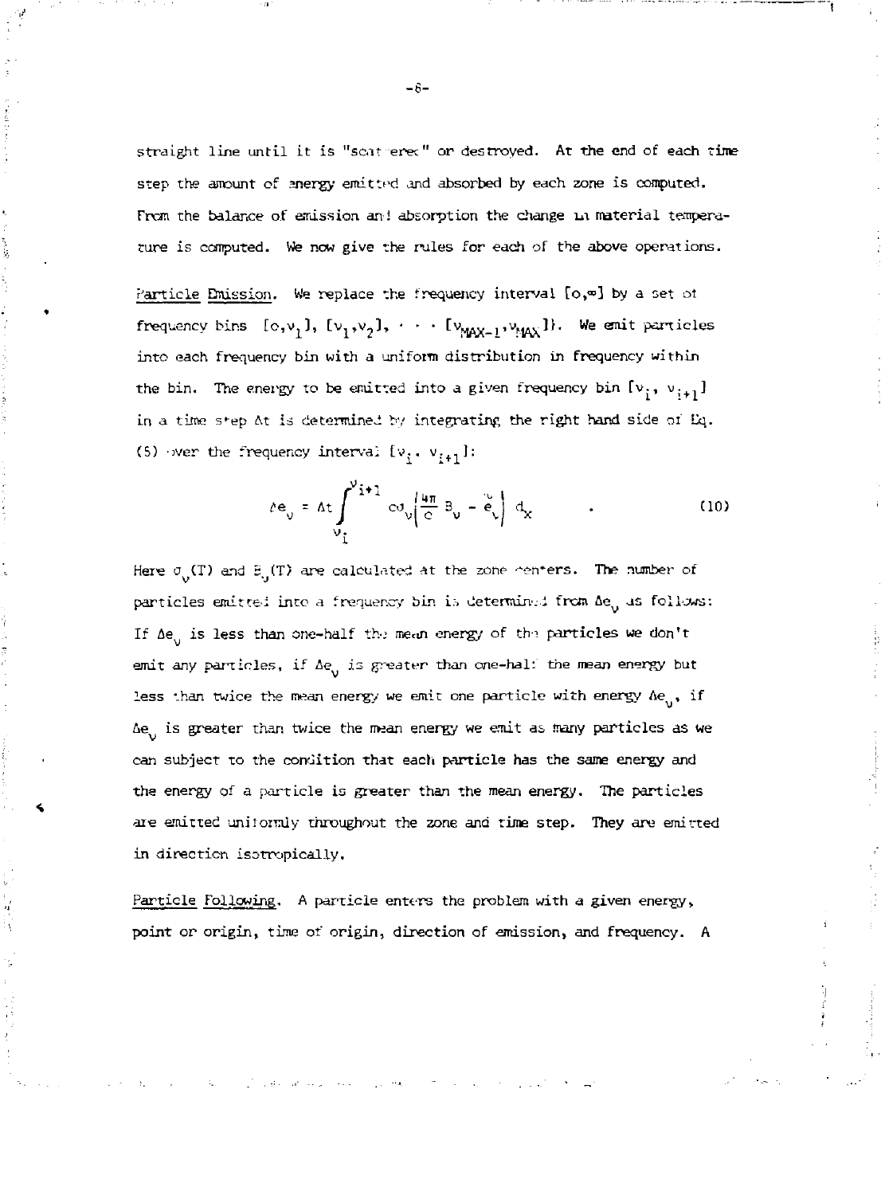straight line until it is "scattered" or destroyed. At the end of each time step the amount of energy emitted and absorbed by each zone is computed. From the balance of emission and absorption the change in material temperature is computed. We now give the rules for each of the above operations.

Particle Emission. We replace the frequency interval $[o,\infty]$ by a set of frequency bins $[o,\nu_1]$, $[\nu_1,\nu_2]$, $\cdots$ $[\nu_{MAX-1},\nu_{MAX}]$}. We emit particles into each frequency bin with a uniform distribution in frequency within the bin. The energy to be emitted into a given frequency bin $[\nu_i, \nu_{i+1}]$ in a time step $\Delta t$ is determined by integrating the right hand side of Eq. (5) over the frequency interval $[\nu_i, \nu_{i+1}]$:

$$\Delta e_\nu = \Delta t \int_{\nu_i}^{\nu_{i+1}} c\sigma_\nu \left( \frac{4\pi}{c} B_\nu - \tilde{e}_\nu \right) d_x \qquad . \tag{10}$$

Here $\sigma_\nu(T)$ and $B_\nu(T)$ are calculated at the zone centers. The number of particles emitted into a frequency bin is determined from $\Delta e_\nu$ as follows: If $\Delta e_\nu$ is less than one-half the mean energy of the particles we don't emit any particles, if $\Delta e_\nu$ is greater than one-half the mean energy but less than twice the mean energy we emit one particle with energy $\Delta e_\nu$, if $\Delta e_\nu$ is greater than twice the mean energy we emit as many particles as we can subject to the condition that each particle has the same energy and the energy of a particle is greater than the mean energy. The particles are emitted uniformly throughout the zone and time step. They are emitted in direction isotropically.

Particle Following. A particle enters the problem with a given energy, point or origin, time of origin, direction of emission, and frequency. A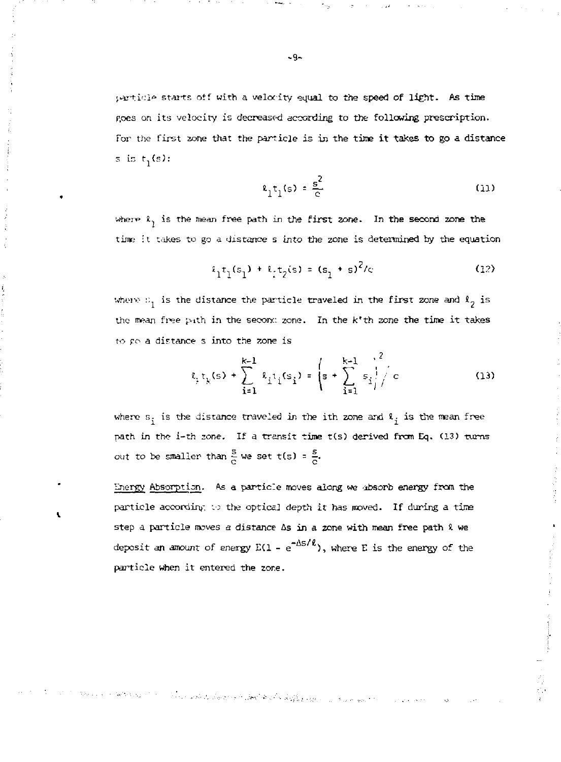particle starts off with a velocity equal to the speed of light. As time goes on its velocity is decreased according to the following prescription. For the first zone that the particle is in the time it takes to go a distance s is $t_1(s)$:

$$\ell_1 t_1(s) = \frac{s^2}{c} \tag{11}$$

where $\ell_1$ is the mean free path in the first zone. In the second zone the time it takes to go a distance s *into* the zone is determined by the equation

$$\ell_1 t_1(s_1) + \ell_2 t_2(s) = (s_1 + s)^2/c \tag{12}$$

where $s_1$ is the distance the particle traveled in the first zone and $\ell_2$ is the mean free path in the second zone. In the k'th zone the time it takes to go a distance s into the zone is

$$\ell_k t_k(s) + \sum_{i=1}^{k-1} \ell_i t_i(s_i) = \left(s + \sum_{i=1}^{k-1} s_i\right)^2 / c \tag{13}$$

where $s_i$ is the distance traveled in the ith zone and $\ell_i$ is the mean free path in the i-th zone. If a transit time t(s) derived from Eq. (13) turns out to be smaller than $\frac{s}{c}$ we set $t(s) = \frac{s}{c}$.

Energy Absorption. As a particle moves along we absorb energy from the particle according to the optical depth it has moved. If during a time step a particle moves a distance $\Delta s$ in a zone with mean free path $\ell$ we deposit an amount of energy $E(1 - e^{-\Delta s/\ell})$, where E is the energy of the particle when it entered the zone.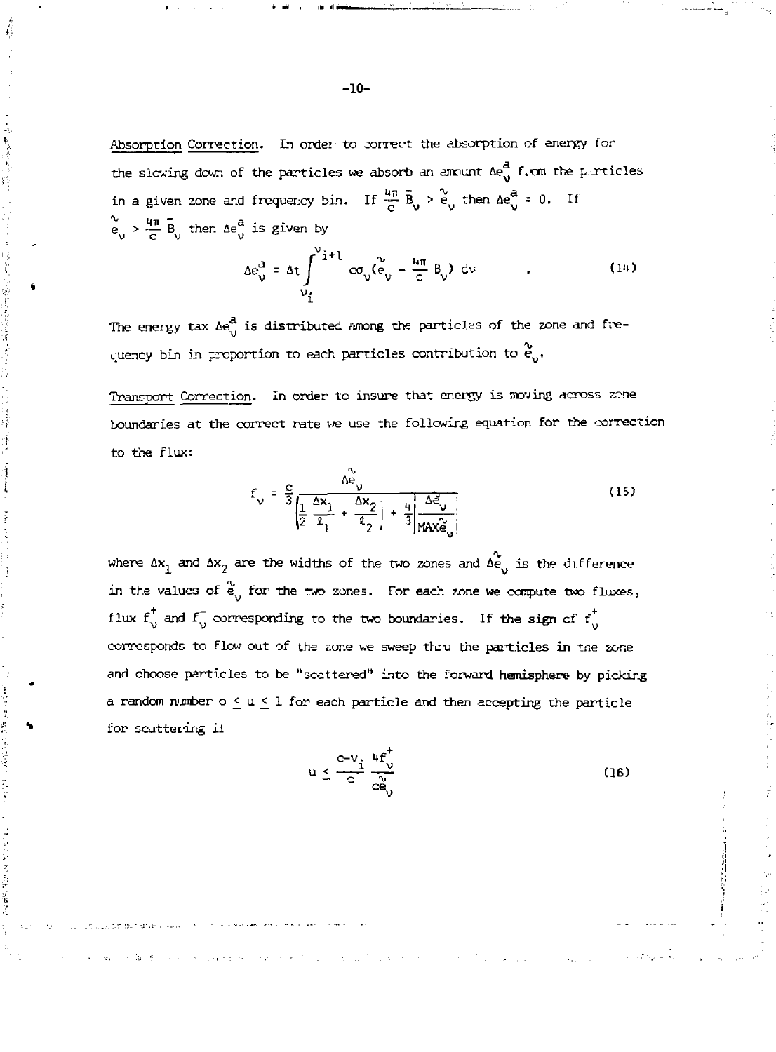Absorption Correction. In order to correct the absorption of energy for the slowing down of the particles we absorb an amount $\Delta e_\nu^a$ from the particles in a given zone and frequency bin. If $\frac{4\pi}{c}\bar{B}_\nu > \tilde{e}_\nu$ then $\Delta e_\nu^a = 0$. If $\tilde{e}_\nu > \frac{4\pi}{c}\bar{B}_\nu$ then $\Delta e_\nu^a$ is given by

$$\Delta e_\nu^a = \Delta t \int_{\nu_i}^{\nu_{i+1}} c\sigma_\nu (\tilde{e}_\nu - \frac{4\pi}{c} B_\nu)\, d\nu \qquad . \tag{14}$$

The energy tax $\Delta e_\nu^a$ is distributed among the particles of the zone and frequency bin in proportion to each particles contribution to $\tilde{e}_\nu$.

Transport Correction. In order to insure that energy is moving across zone boundaries at the correct rate we use the following equation for the correction to the flux:

$$f_\nu = \frac{c}{3} \frac{\Delta\tilde{e}_\nu}{\left|\frac{1}{2}\frac{\Delta x_1}{\ell_1} + \frac{\Delta x_2}{\ell_2}\right| + \frac{4}{3}\left|\frac{\Delta\tilde{e}_\nu}{\text{MAX}\tilde{e}_\nu}\right|} \tag{15}$$

where $\Delta x_1$ and $\Delta x_2$ are the widths of the two zones and $\Delta\tilde{e}_\nu$ is the difference in the values of $\tilde{e}_\nu$ for the two zones. For each zone we compute two fluxes, flux $f_\nu^+$ and $f_\nu^-$ corresponding to the two boundaries. If the sign of $f_\nu^+$ corresponds to flow out of the zone we sweep thru the particles in the zone and choose particles to be "scattered" into the forward hemisphere by picking a random number $0 \leq u \leq 1$ for each particle and then accepting the particle for scattering if

$$u \leq \frac{c - v_i}{c} \frac{4f_\nu^+}{c\tilde{e}_\nu} \tag{16}$$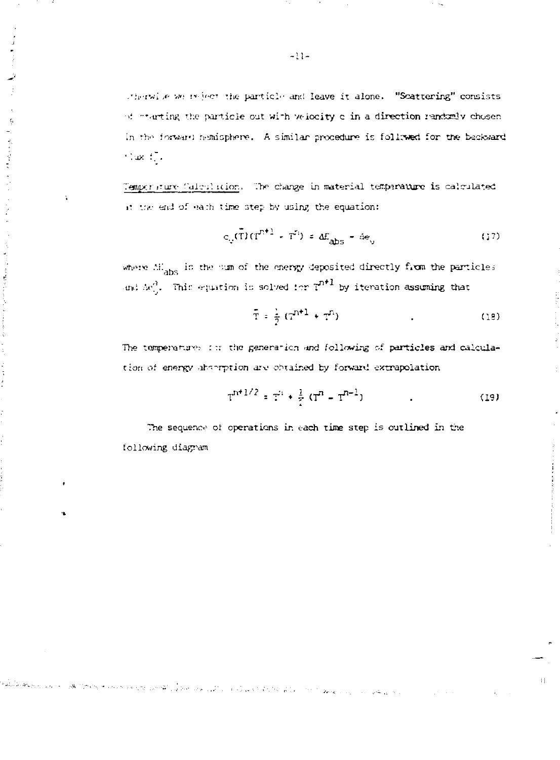otherwise we reject the particle and leave it alone. "Scattering" consists of starting the particle out with velocity c in a direction randomly chosen in the forward hemisphere. A similar procedure is followed for the backward flux $f_\nu^-$.

*Temperature Calculation.* The change in material temperature is calculated at the end of each time step by using the equation:

$$c_v(\bar{T})(T^{n+1} - T^n) = \Delta E_{abs} - \Delta e_\nu \tag{17}$$

where $\Delta E_{abs}$ is the sum of the energy deposited directly from the particles and $\Delta e_\nu^a$. This equation is solved for $T^{n+1}$ by iteration assuming that

$$\bar{T} = \frac{1}{2}(T^{n+1} + T^n) \tag{18}$$

The temperatures for the generation and following of particles and calculation of energy absorption are obtained by forward extrapolation

$$T^{n+1/2} = T^n + \frac{1}{2}(T^n - T^{n-1}) \tag{19}$$

The sequence of operations in each time step is outlined in the following diagram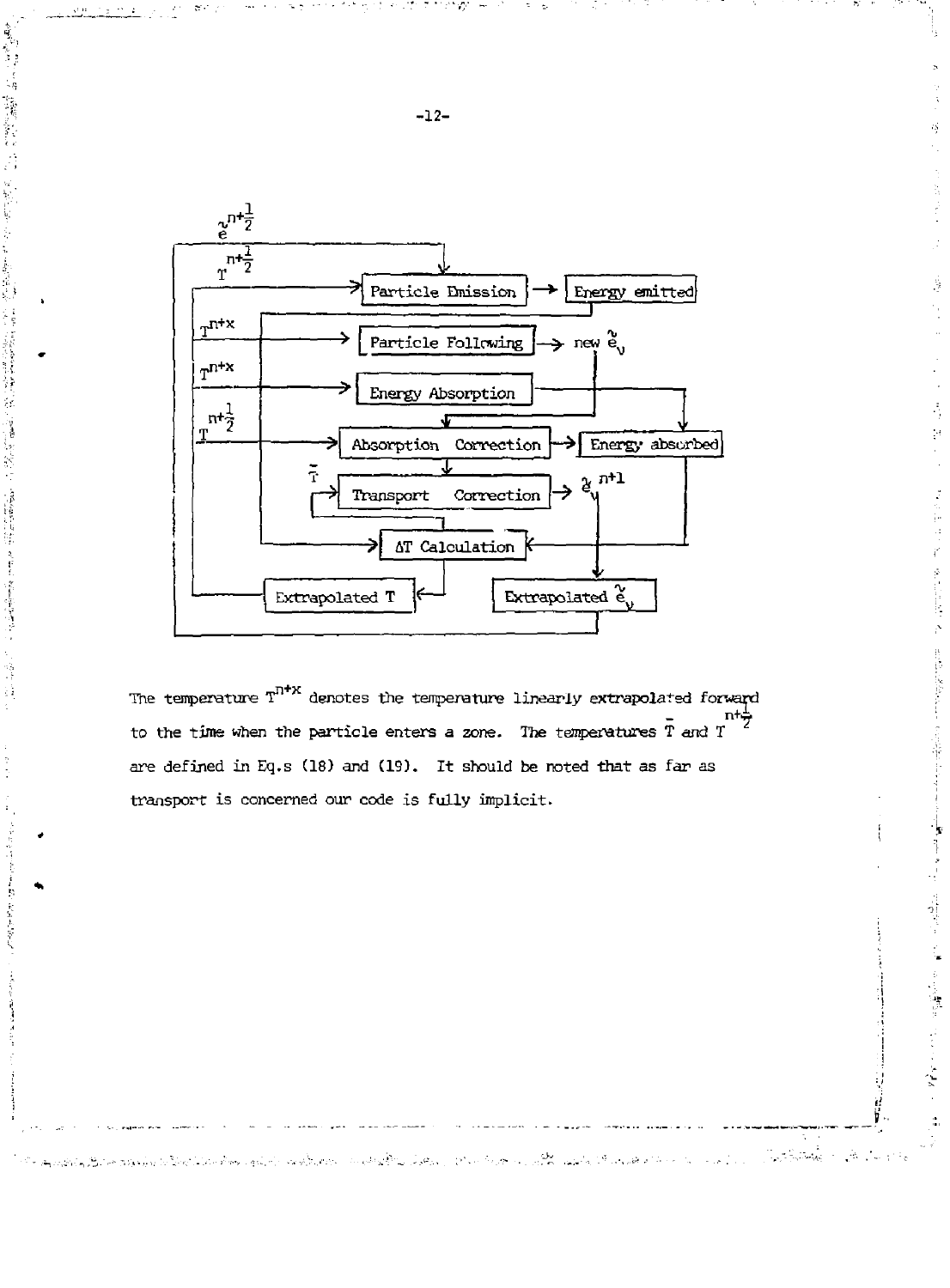The temperature $T^{n+x}$ denotes the temperature linearly extrapolated forward to the time when the particle enters a zone. The temperatures $\bar{T}$ and $T^{n+\frac{1}{2}}$ are defined in Eq.s (18) and (19). It should be noted that as far as transport is concerned our code is fully implicit.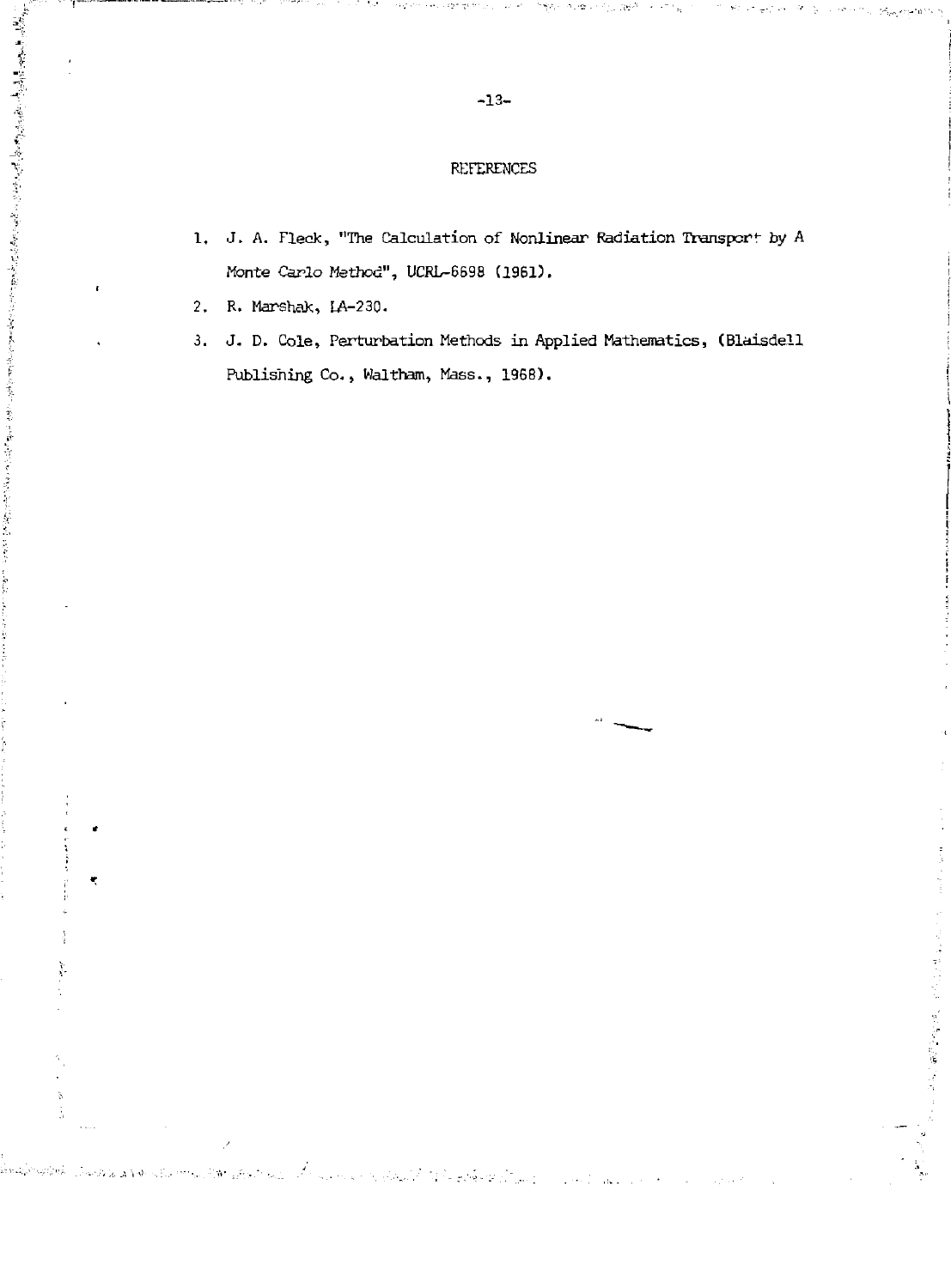## REFERENCES

1. J. A. Fleck, "The Calculation of Nonlinear Radiation Transport by A Monte Carlo Method", UCRL-6698 (1961).
2. R. Marshak, LA-230.
3. J. D. Cole, Perturbation Methods in Applied Mathematics, (Blaisdell Publishing Co., Waltham, Mass., 1968).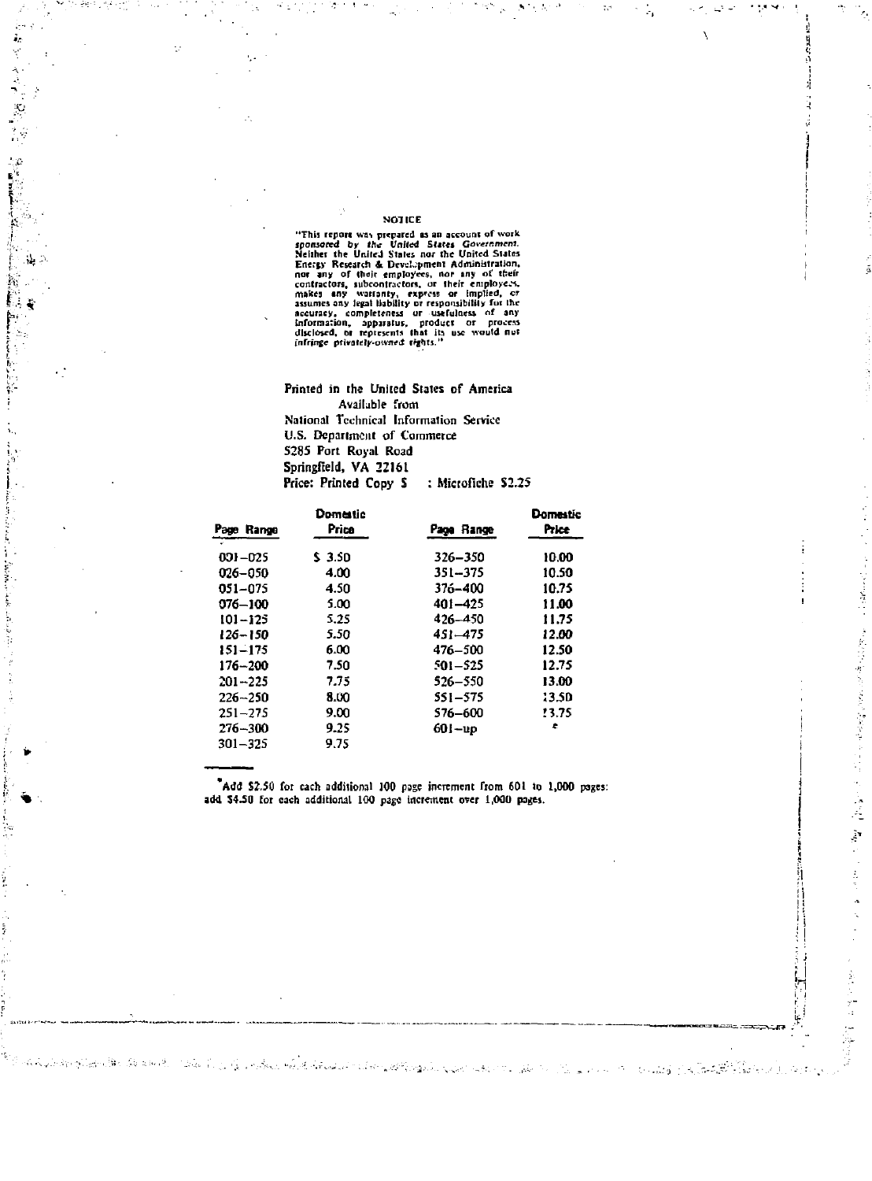## NOTICE

"This report was prepared as an account of work sponsored by the United States Government. Neither the United States nor the United States Energy Research & Development Administration, nor any of their employees, nor any of their contractors, subcontractors, or their employees, makes any warranty, express or implied, or assumes any legal liability or responsibility for the accuracy, completeness or usefulness of any information, apparatus, product or process disclosed, or represents that its use would not infringe privately-owned rights."

Printed in the United States of America
Available from
National Technical Information Service
U.S. Department of Commerce
5285 Port Royal Road
Springfield, VA 22161
Price: Printed Copy $ : Microfiche $2.25

| Page Range | Domestic Price | Page Range | Domestic Price |
|---|---|---|---|
| 001–025 | $ 3.50 | 326–350 | 10.00 |
| 026–050 | 4.00 | 351–375 | 10.50 |
| 051–075 | 4.50 | 376–400 | 10.75 |
| 076–100 | 5.00 | 401–425 | 11.00 |
| 101–125 | 5.25 | 426–450 | 11.75 |
| 126–150 | 5.50 | 451–475 | 12.00 |
| 151–175 | 6.00 | 476–500 | 12.50 |
| 176–200 | 7.50 | 501–525 | 12.75 |
| 201–225 | 7.75 | 526–550 | 13.00 |
| 226–250 | 8.00 | 551–575 | 13.50 |
| 251–275 | 9.00 | 576–600 | 13.75 |
| 276–300 | 9.25 | 601–up | * |
| 301–325 | 9.75 | | |

*Add $2.50 for each additional 100 page increment from 601 to 1,000 pages; add $4.50 for each additional 100 page increment over 1,000 pages.